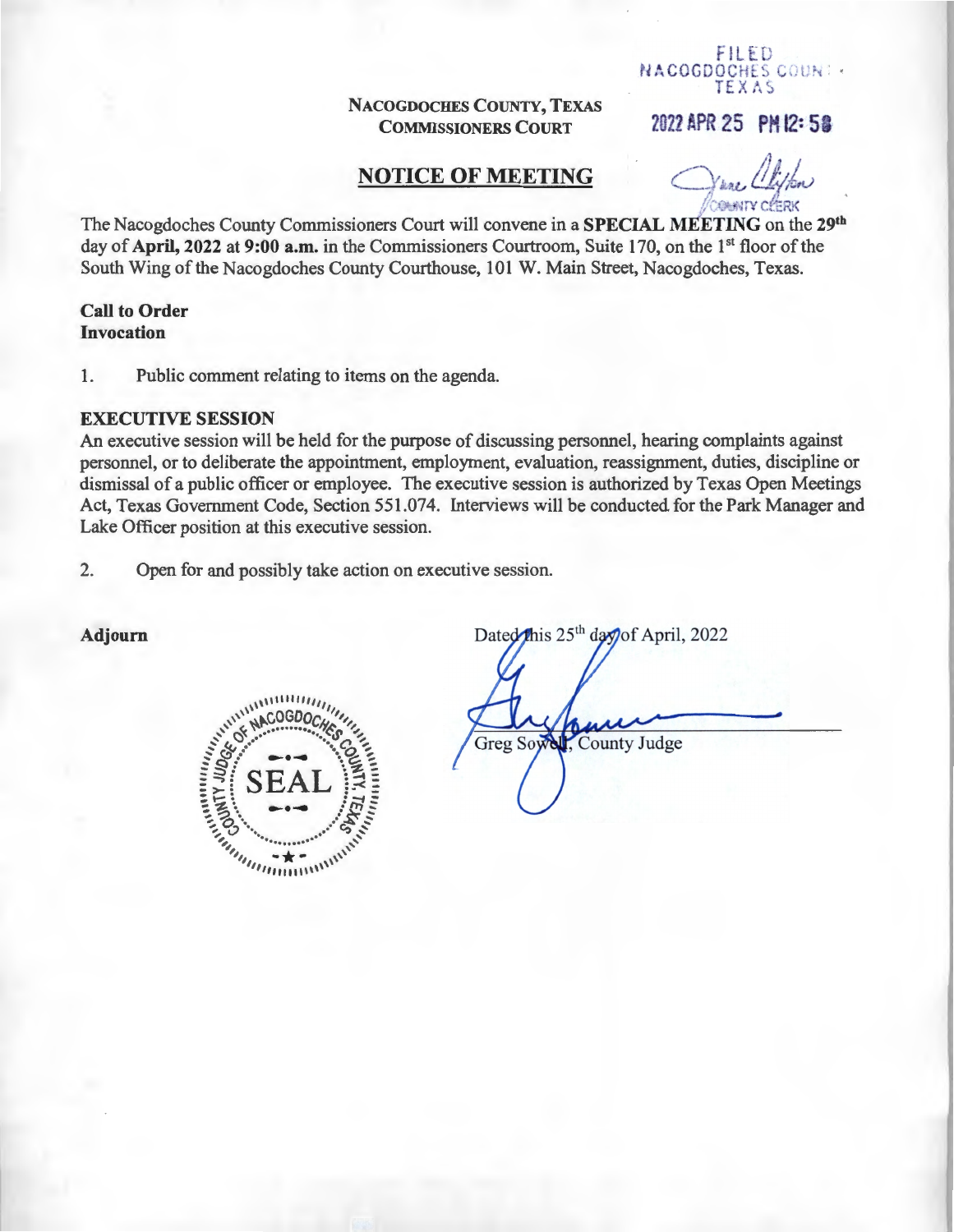FILED
NACOGDOCHES COUNTY
TEXAS

2022 APR 25 PM 12: 58

COUNTY CLERK

**NACOGDOCHES COUNTY, TEXAS**
**COMMISSIONERS COURT**

## NOTICE OF MEETING

The Nacogdoches County Commissioners Court will convene in a **SPECIAL MEETING** on the **29th** day of **April, 2022** at **9:00 a.m.** in the Commissioners Courtroom, Suite 170, on the 1st floor of the South Wing of the Nacogdoches County Courthouse, 101 W. Main Street, Nacogdoches, Texas.

**Call to Order**
**Invocation**

1. Public comment relating to items on the agenda.

**EXECUTIVE SESSION**
An executive session will be held for the purpose of discussing personnel, hearing complaints against personnel, or to deliberate the appointment, employment, evaluation, reassignment, duties, discipline or dismissal of a public officer or employee. The executive session is authorized by Texas Open Meetings Act, Texas Government Code, Section 551.074. Interviews will be conducted for the Park Manager and Lake Officer position at this executive session.

2. Open for and possibly take action on executive session.

**Adjourn**

Dated this 25th day of April, 2022

Greg Sowell, County Judge

COUNTY JUDGE OF NACOGDOCHES COUNTY, TEXAS
SEAL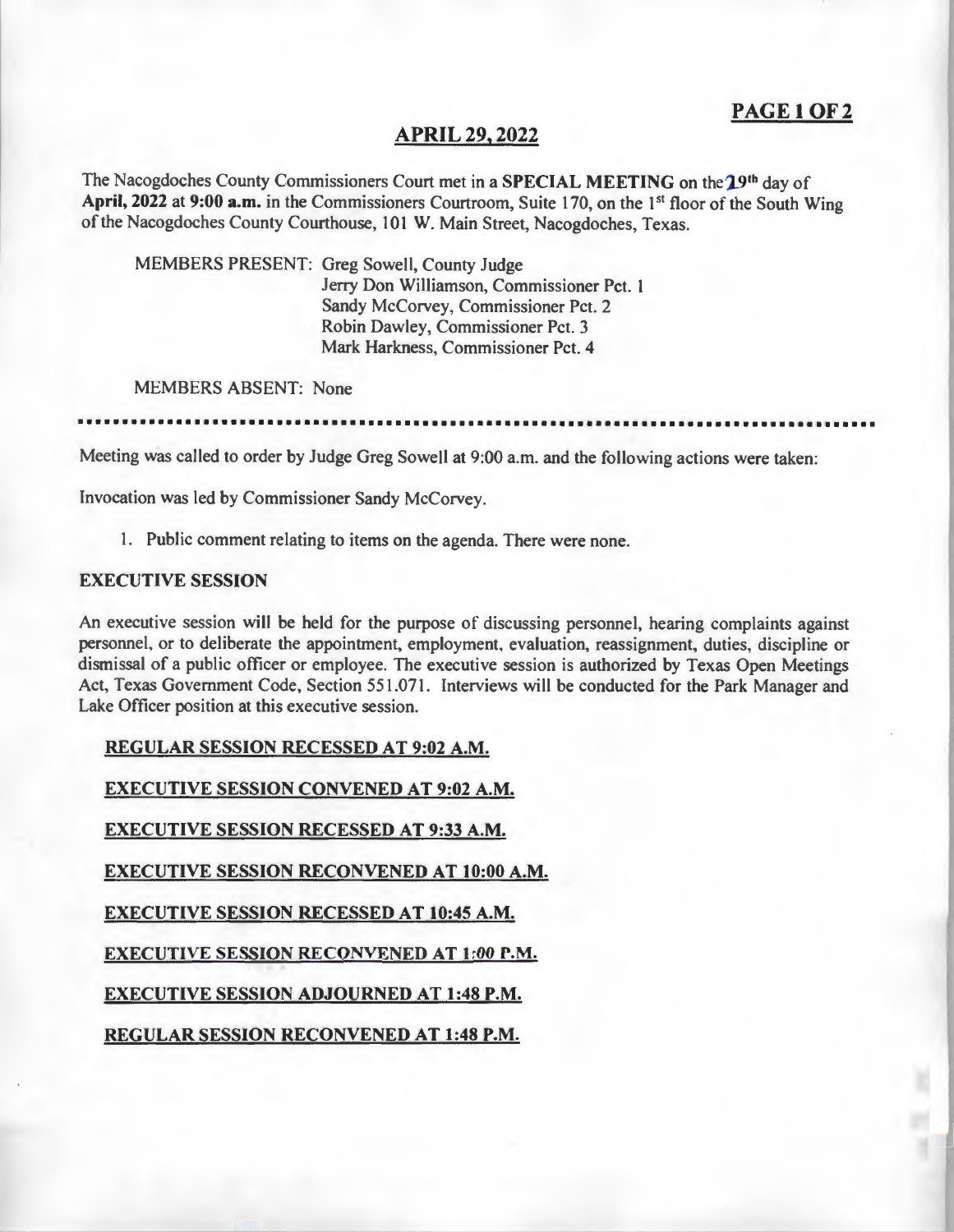## APRIL 29, 2022

The Nacogdoches County Commissioners Court met in a **SPECIAL MEETING** on the 29th day of **April, 2022** at **9:00 a.m.** in the Commissioners Courtroom, Suite 170, on the 1st floor of the South Wing of the Nacogdoches County Courthouse, 101 W. Main Street, Nacogdoches, Texas.

MEMBERS PRESENT: Greg Sowell, County Judge
Jerry Don Williamson, Commissioner Pct. 1
Sandy McCorvey, Commissioner Pct. 2
Robin Dawley, Commissioner Pct. 3
Mark Harkness, Commissioner Pct. 4

MEMBERS ABSENT: None

---

Meeting was called to order by Judge Greg Sowell at 9:00 a.m. and the following actions were taken:

Invocation was led by Commissioner Sandy McCorvey.

1. Public comment relating to items on the agenda. There were none.

**EXECUTIVE SESSION**

An executive session will be held for the purpose of discussing personnel, hearing complaints against personnel, or to deliberate the appointment, employment, evaluation, reassignment, duties, discipline or dismissal of a public officer or employee. The executive session is authorized by Texas Open Meetings Act, Texas Government Code, Section 551.071. Interviews will be conducted for the Park Manager and Lake Officer position at this executive session.

**REGULAR SESSION RECESSED AT 9:02 A.M.**

**EXECUTIVE SESSION CONVENED AT 9:02 A.M.**

**EXECUTIVE SESSION RECESSED AT 9:33 A.M.**

**EXECUTIVE SESSION RECONVENED AT 10:00 A.M.**

**EXECUTIVE SESSION RECESSED AT 10:45 A.M.**

**EXECUTIVE SESSION RECONVENED AT 1:00 P.M.**

**EXECUTIVE SESSION ADJOURNED AT 1:48 P.M.**

**REGULAR SESSION RECONVENED AT 1:48 P.M.**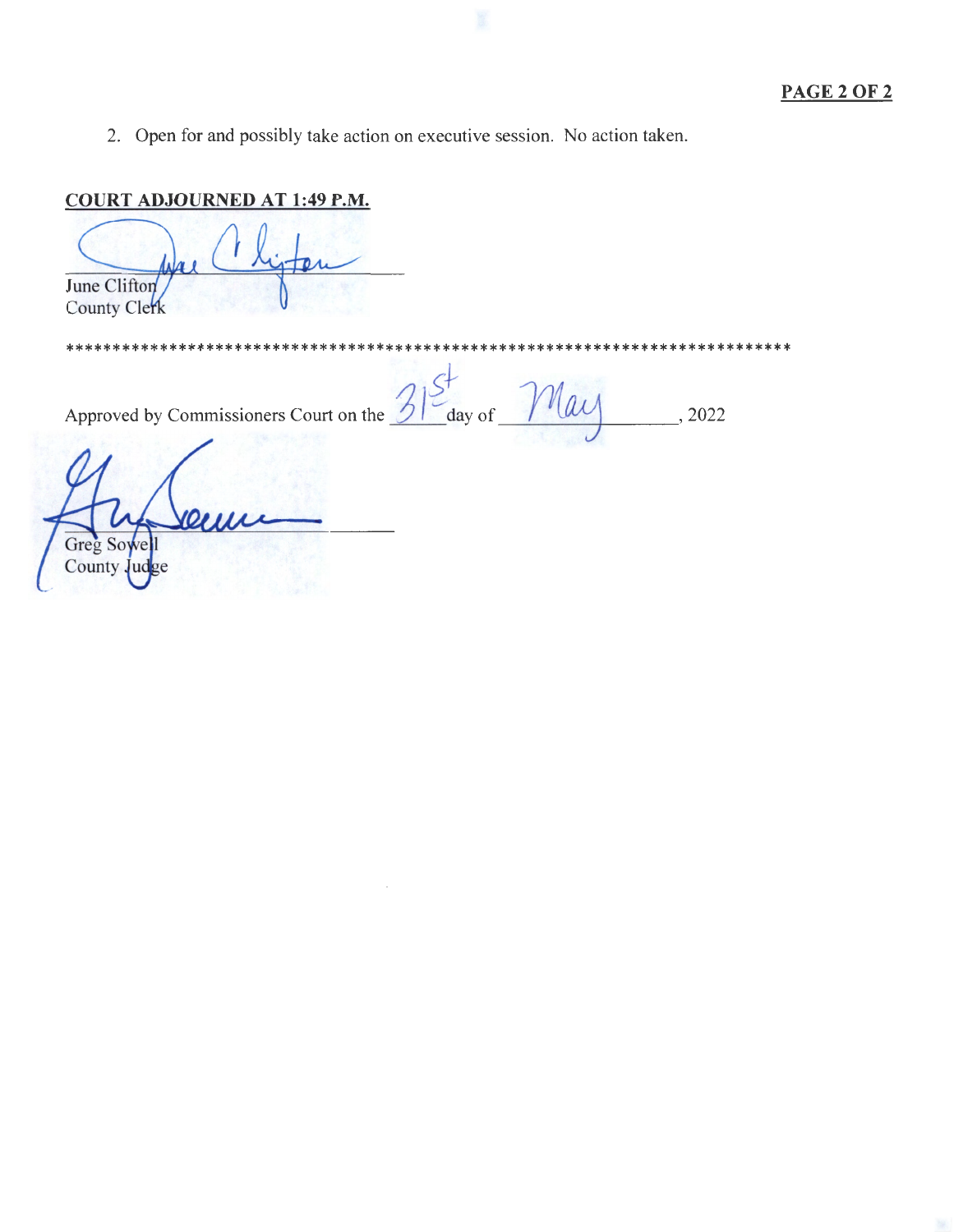2. Open for and possibly take action on executive session. No action taken.

**COURT ADJOURNED AT 1:49 P.M.**

June Clifton
County Clerk

\*\*\*\*\*\*\*\*\*\*\*\*\*\*\*\*\*\*\*\*\*\*\*\*\*\*\*\*\*\*\*\*\*\*\*\*\*\*\*\*\*\*\*\*\*\*\*\*\*\*\*\*\*\*\*\*\*\*\*\*\*\*\*\*\*\*\*\*\*\*\*\*\*\*\*\*\*\*

Approved by Commissioners Court on the 31st day of May, 2022

Greg Sowell
County Judge